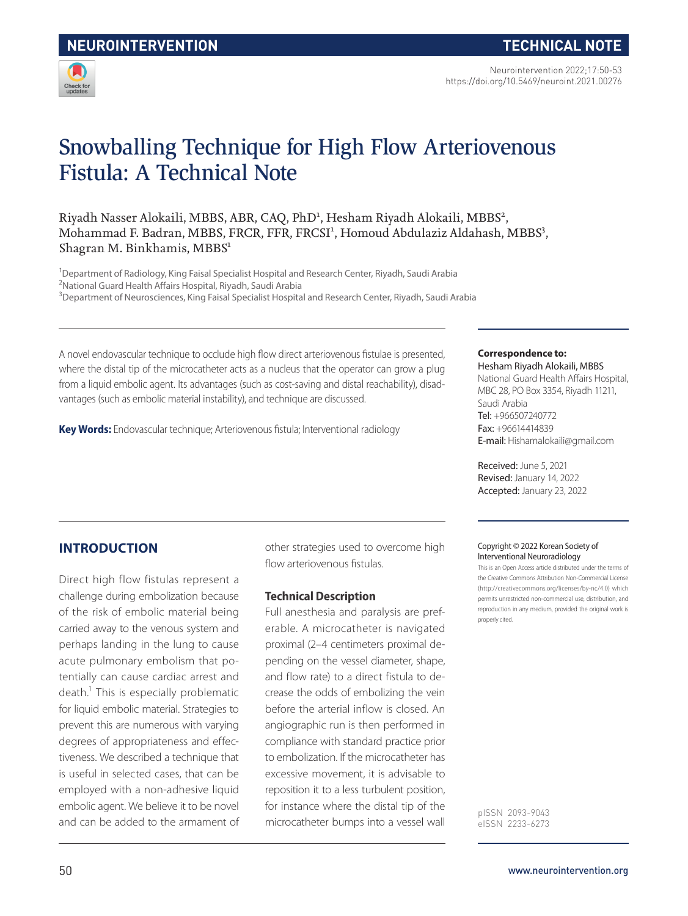NEUROINTERVENTION | TECHNICAL NOTE

https://doi.org/10.5469/neuroint.2021.00276

# Snowballing Technique for High Flow Arteriovenous Fistula: A Technical Note

Riyadh Nasser Alokaili, MBBS, ABR, CAQ, PhD[1], Hesham Riyadh Alokaili, MBBS[2], Mohammad F. Badran, MBBS, FRCR, FFR, FRCSI[1], Homoud Abdulaziz Aldahash, MBBS[3], Shagran M. Binkhamis, MBBS[1]

[1]Department of Radiology, King Faisal Specialist Hospital and Research Center, Riyadh, Saudi Arabia
[2]National Guard Health Affairs Hospital, Riyadh, Saudi Arabia
[3]Department of Neurosciences, King Faisal Specialist Hospital and Research Center, Riyadh, Saudi Arabia

A novel endovascular technique to occlude high flow direct arteriovenous fistulae is presented, where the distal tip of the microcatheter acts as a nucleus that the operator can grow a plug from a liquid embolic agent. Its advantages (such as cost-saving and distal reachability), disadvantages (such as embolic material instability), and technique are discussed.

**Key Words:** Endovascular technique; Arteriovenous fistula; Interventional radiology

**Correspondence to:**
Hesham Riyadh Alokaili, MBBS
National Guard Health Affairs Hospital, MBC 28, PO Box 3354, Riyadh 11211, Saudi Arabia
Tel: +966507240772
Fax: +96614414839
E-mail: Hishamalokaili@gmail.com

Received: June 5, 2021
Revised: January 14, 2022
Accepted: January 23, 2022

Copyright © 2022 Korean Society of Interventional Neuroradiology
This is an Open Access article distributed under the terms of the Creative Commons Attribution Non-Commercial License (http://creativecommons.org/licenses/by-nc/4.0) which permits unrestricted non-commercial use, distribution, and reproduction in any medium, provided the original work is properly cited.

pISSN 2093-9043
eISSN 2233-6273

## INTRODUCTION

Direct high flow fistulas represent a challenge during embolization because of the risk of embolic material being carried away to the venous system and perhaps landing in the lung to cause acute pulmonary embolism that potentially can cause cardiac arrest and death.[1] This is especially problematic for liquid embolic material. Strategies to prevent this are numerous with varying degrees of appropriateness and effectiveness. We described a technique that is useful in selected cases, that can be employed with a non-adhesive liquid embolic agent. We believe it to be novel and can be added to the armament of other strategies used to overcome high flow arteriovenous fistulas.

### Technical Description

Full anesthesia and paralysis are preferable. A microcatheter is navigated proximal (2–4 centimeters proximal depending on the vessel diameter, shape, and flow rate) to a direct fistula to decrease the odds of embolizing the vein before the arterial inflow is closed. An angiographic run is then performed in compliance with standard practice prior to embolization. If the microcatheter has excessive movement, it is advisable to reposition it to a less turbulent position, for instance where the distal tip of the microcatheter bumps into a vessel wall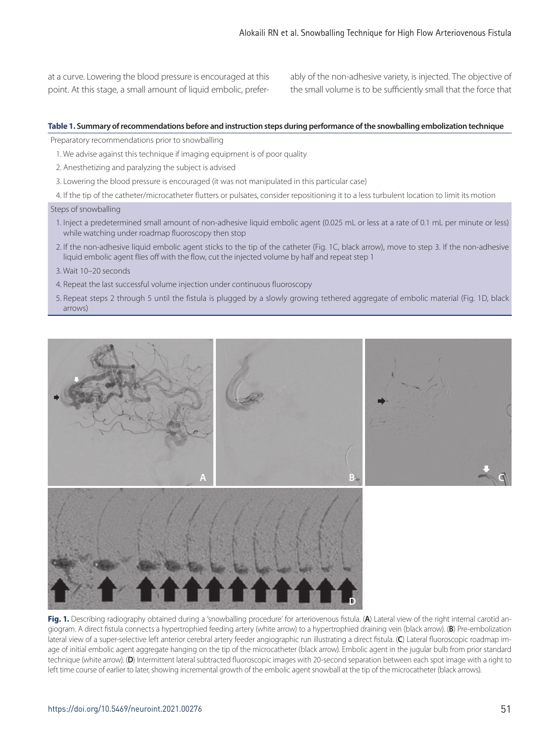at a curve. Lowering the blood pressure is encouraged at this point. At this stage, a small amount of liquid embolic, preferably of the non-adhesive variety, is injected. The objective of the small volume is to be sufficiently small that the force that

**Table 1. Summary of recommendations before and instruction steps during performance of the snowballing embolization technique**

Preparatory recommendations prior to snowballing

1. We advise against this technique if imaging equipment is of poor quality
2. Anesthetizing and paralyzing the subject is advised
3. Lowering the blood pressure is encouraged (it was not manipulated in this particular case)
4. If the tip of the catheter/microcatheter flutters or pulsates, consider repositioning it to a less turbulent location to limit its motion

Steps of snowballing

1. Inject a predetermined small amount of non-adhesive liquid embolic agent (0.025 mL or less at a rate of 0.1 mL per minute or less) while watching under roadmap fluoroscopy then stop
2. If the non-adhesive liquid embolic agent sticks to the tip of the catheter (Fig. 1C, black arrow), move to step 3. If the non-adhesive liquid embolic agent flies off with the flow, cut the injected volume by half and repeat step 1
3. Wait 10–20 seconds
4. Repeat the last successful volume injection under continuous fluoroscopy
5. Repeat steps 2 through 5 until the fistula is plugged by a slowly growing tethered aggregate of embolic material (Fig. 1D, black arrows)

**Fig. 1.** Describing radiography obtained during a 'snowballing procedure' for arteriovenous fistula. (**A**) Lateral view of the right internal carotid angiogram. A direct fistula connects a hypertrophied feeding artery (white arrow) to a hypertrophied draining vein (black arrow). (**B**) Pre-embolization lateral view of a super-selective left anterior cerebral artery feeder angiographic run illustrating a direct fistula. (**C**) Lateral fluoroscopic roadmap image of initial embolic agent aggregate hanging on the tip of the microcatheter (black arrow). Embolic agent in the jugular bulb from prior standard technique (white arrow). (**D**) Intermittent lateral subtracted fluoroscopic images with 20-second separation between each spot image with a right to left time course of earlier to later, showing incremental growth of the embolic agent snowball at the tip of the microcatheter (black arrows).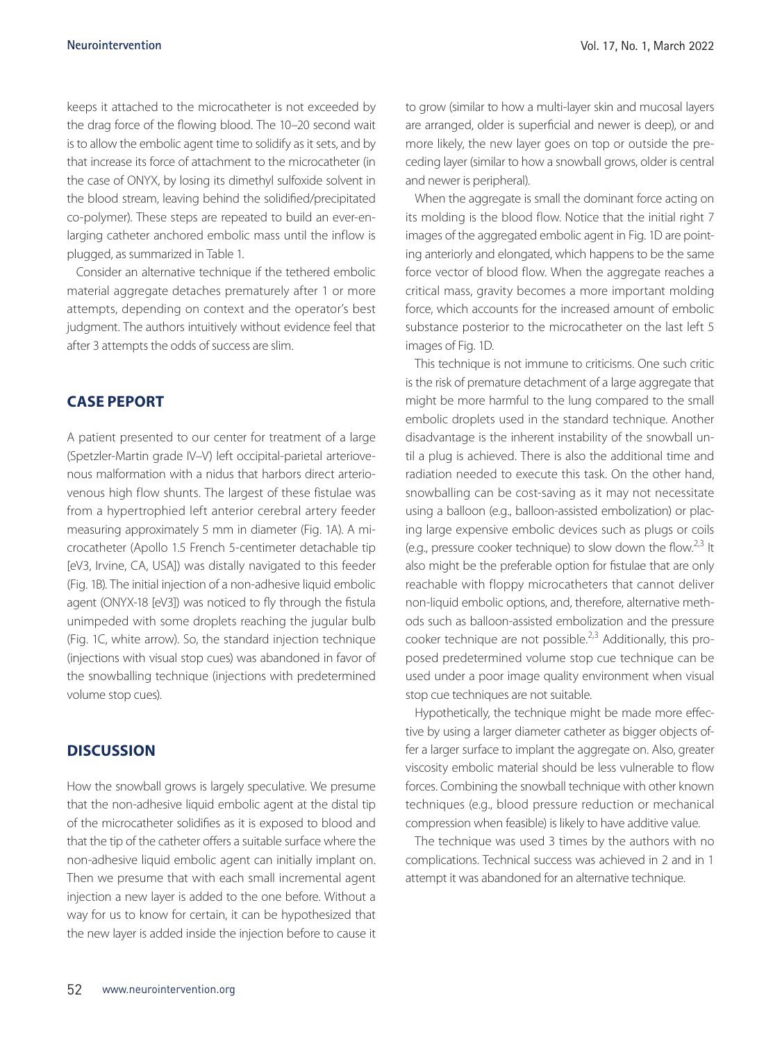keeps it attached to the microcatheter is not exceeded by the drag force of the flowing blood. The 10–20 second wait is to allow the embolic agent time to solidify as it sets, and by that increase its force of attachment to the microcatheter (in the case of ONYX, by losing its dimethyl sulfoxide solvent in the blood stream, leaving behind the solidified/precipitated co-polymer). These steps are repeated to build an ever-enlarging catheter anchored embolic mass until the inflow is plugged, as summarized in Table 1.

Consider an alternative technique if the tethered embolic material aggregate detaches prematurely after 1 or more attempts, depending on context and the operator's best judgment. The authors intuitively without evidence feel that after 3 attempts the odds of success are slim.

## CASE PEPORT

A patient presented to our center for treatment of a large (Spetzler-Martin grade IV–V) left occipital-parietal arteriovenous malformation with a nidus that harbors direct arteriovenous high flow shunts. The largest of these fistulae was from a hypertrophied left anterior cerebral artery feeder measuring approximately 5 mm in diameter (Fig. 1A). A microcatheter (Apollo 1.5 French 5-centimeter detachable tip [eV3, Irvine, CA, USA]) was distally navigated to this feeder (Fig. 1B). The initial injection of a non-adhesive liquid embolic agent (ONYX-18 [eV3]) was noticed to fly through the fistula unimpeded with some droplets reaching the jugular bulb (Fig. 1C, white arrow). So, the standard injection technique (injections with visual stop cues) was abandoned in favor of the snowballing technique (injections with predetermined volume stop cues).

## DISCUSSION

How the snowball grows is largely speculative. We presume that the non-adhesive liquid embolic agent at the distal tip of the microcatheter solidifies as it is exposed to blood and that the tip of the catheter offers a suitable surface where the non-adhesive liquid embolic agent can initially implant on. Then we presume that with each small incremental agent injection a new layer is added to the one before. Without a way for us to know for certain, it can be hypothesized that the new layer is added inside the injection before to cause it to grow (similar to how a multi-layer skin and mucosal layers are arranged, older is superficial and newer is deep), or and more likely, the new layer goes on top or outside the preceding layer (similar to how a snowball grows, older is central and newer is peripheral).

When the aggregate is small the dominant force acting on its molding is the blood flow. Notice that the initial right 7 images of the aggregated embolic agent in Fig. 1D are pointing anteriorly and elongated, which happens to be the same force vector of blood flow. When the aggregate reaches a critical mass, gravity becomes a more important molding force, which accounts for the increased amount of embolic substance posterior to the microcatheter on the last left 5 images of Fig. 1D.

This technique is not immune to criticisms. One such critic is the risk of premature detachment of a large aggregate that might be more harmful to the lung compared to the small embolic droplets used in the standard technique. Another disadvantage is the inherent instability of the snowball until a plug is achieved. There is also the additional time and radiation needed to execute this task. On the other hand, snowballing can be cost-saving as it may not necessitate using a balloon (e.g., balloon-assisted embolization) or placing large expensive embolic devices such as plugs or coils (e.g., pressure cooker technique) to slow down the flow.[2,3] It also might be the preferable option for fistulae that are only reachable with floppy microcatheters that cannot deliver non-liquid embolic options, and, therefore, alternative methods such as balloon-assisted embolization and the pressure cooker technique are not possible.[2,3] Additionally, this proposed predetermined volume stop cue technique can be used under a poor image quality environment when visual stop cue techniques are not suitable.

Hypothetically, the technique might be made more effective by using a larger diameter catheter as bigger objects offer a larger surface to implant the aggregate on. Also, greater viscosity embolic material should be less vulnerable to flow forces. Combining the snowball technique with other known techniques (e.g., blood pressure reduction or mechanical compression when feasible) is likely to have additive value.

The technique was used 3 times by the authors with no complications. Technical success was achieved in 2 and in 1 attempt it was abandoned for an alternative technique.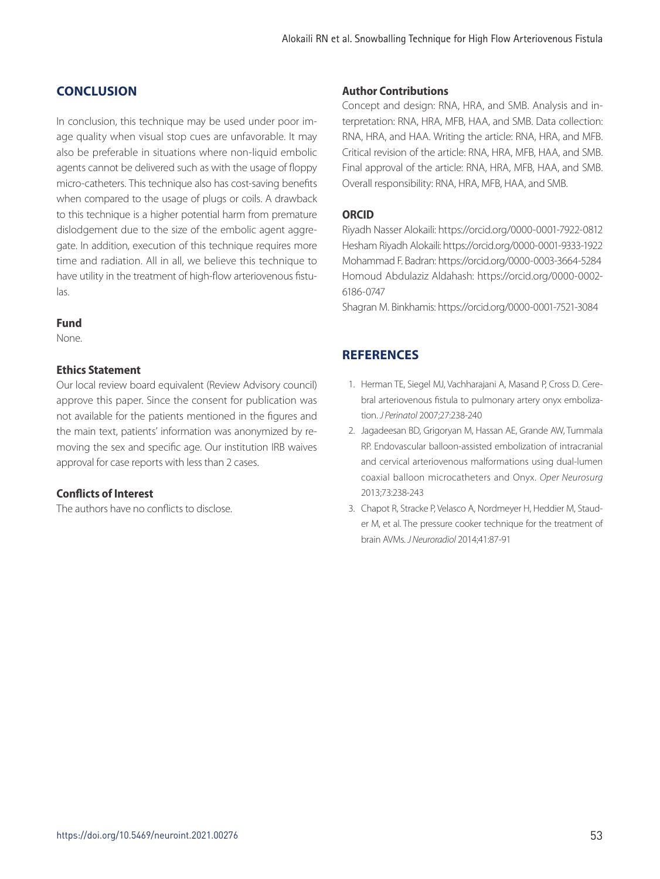## CONCLUSION

In conclusion, this technique may be used under poor image quality when visual stop cues are unfavorable. It may also be preferable in situations where non-liquid embolic agents cannot be delivered such as with the usage of floppy micro-catheters. This technique also has cost-saving benefits when compared to the usage of plugs or coils. A drawback to this technique is a higher potential harm from premature dislodgement due to the size of the embolic agent aggregate. In addition, execution of this technique requires more time and radiation. All in all, we believe this technique to have utility in the treatment of high-flow arteriovenous fistulas.

### Fund

None.

### Ethics Statement

Our local review board equivalent (Review Advisory council) approve this paper. Since the consent for publication was not available for the patients mentioned in the figures and the main text, patients' information was anonymized by removing the sex and specific age. Our institution IRB waives approval for case reports with less than 2 cases.

### Conflicts of Interest

The authors have no conflicts to disclose.

### Author Contributions

Concept and design: RNA, HRA, and SMB. Analysis and interpretation: RNA, HRA, MFB, HAA, and SMB. Data collection: RNA, HRA, and HAA. Writing the article: RNA, HRA, and MFB. Critical revision of the article: RNA, HRA, MFB, HAA, and SMB. Final approval of the article: RNA, HRA, MFB, HAA, and SMB. Overall responsibility: RNA, HRA, MFB, HAA, and SMB.

### ORCID

Riyadh Nasser Alokaili: https://orcid.org/0000-0001-7922-0812
Hesham Riyadh Alokaili: https://orcid.org/0000-0001-9333-1922
Mohammad F. Badran: https://orcid.org/0000-0003-3664-5284
Homoud Abdulaziz Aldahash: https://orcid.org/0000-0002-6186-0747
Shagran M. Binkhamis: https://orcid.org/0000-0001-7521-3084

## REFERENCES

1. Herman TE, Siegel MJ, Vachharajani A, Masand P, Cross D. Cerebral arteriovenous fistula to pulmonary artery onyx embolization. *J Perinatol* 2007;27:238-240
2. Jagadeesan BD, Grigoryan M, Hassan AE, Grande AW, Tummala RP. Endovascular balloon-assisted embolization of intracranial and cervical arteriovenous malformations using dual-lumen coaxial balloon microcatheters and Onyx. *Oper Neurosurg* 2013;73:238-243
3. Chapot R, Stracke P, Velasco A, Nordmeyer H, Heddier M, Stauder M, et al. The pressure cooker technique for the treatment of brain AVMs. *J Neuroradiol* 2014;41:87-91